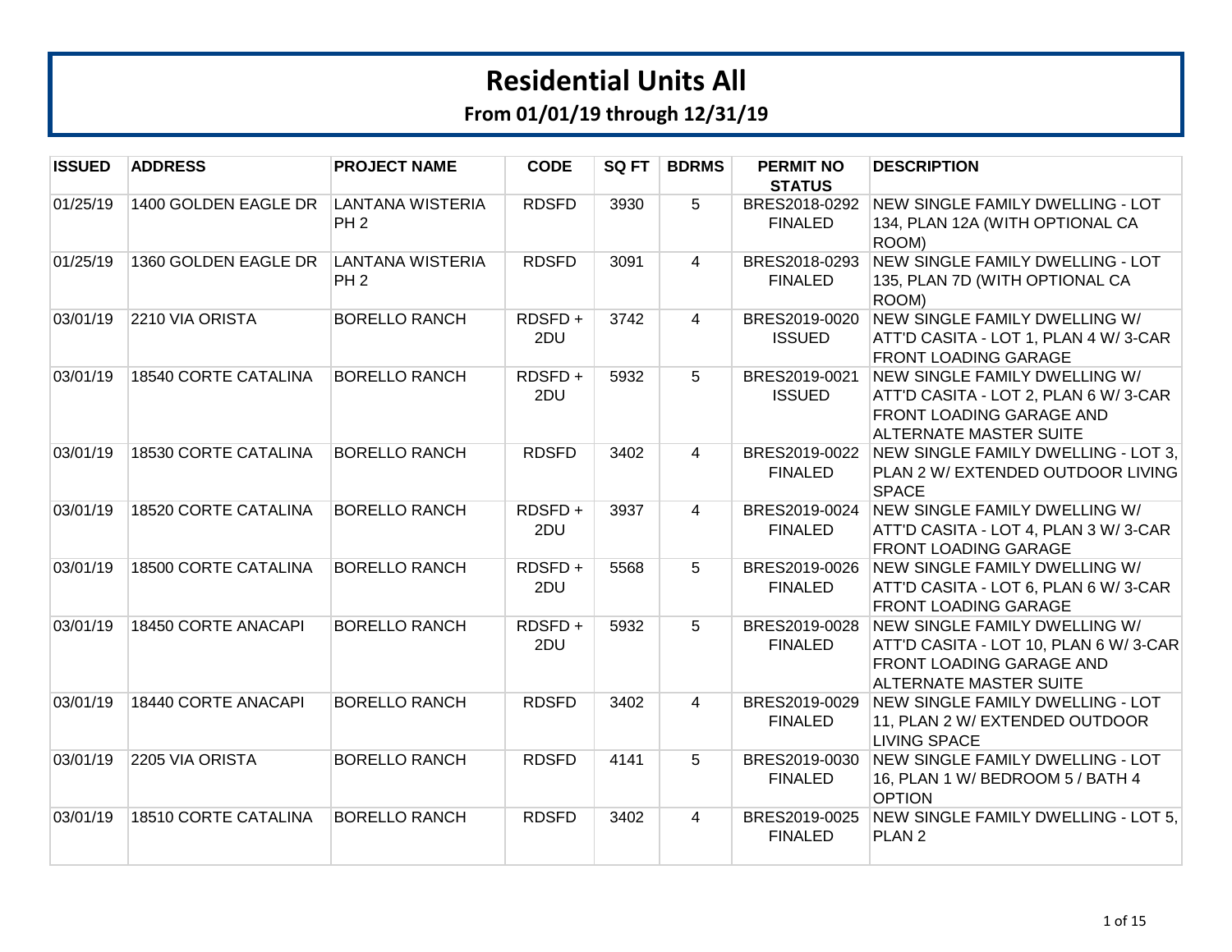# Residential Units All

## From 01/01/19 through 12/31/19

| ISSUED | ADDRESS | PROJECT NAME | CODE | SQ FT | BDRMS | PERMIT NO STATUS | DESCRIPTION |
|---|---|---|---|---|---|---|---|
| 01/25/19 | 1400 GOLDEN EAGLE DR | LANTANA WISTERIA PH 2 | RDSFD | 3930 | 5 | BRES2018-0292 FINALED | NEW SINGLE FAMILY DWELLING - LOT 134, PLAN 12A (WITH OPTIONAL CA ROOM) |
| 01/25/19 | 1360 GOLDEN EAGLE DR | LANTANA WISTERIA PH 2 | RDSFD | 3091 | 4 | BRES2018-0293 FINALED | NEW SINGLE FAMILY DWELLING - LOT 135, PLAN 7D (WITH OPTIONAL CA ROOM) |
| 03/01/19 | 2210 VIA ORISTA | BORELLO RANCH | RDSFD + 2DU | 3742 | 4 | BRES2019-0020 ISSUED | NEW SINGLE FAMILY DWELLING W/ ATT'D CASITA - LOT 1, PLAN 4 W/ 3-CAR FRONT LOADING GARAGE |
| 03/01/19 | 18540 CORTE CATALINA | BORELLO RANCH | RDSFD + 2DU | 5932 | 5 | BRES2019-0021 ISSUED | NEW SINGLE FAMILY DWELLING W/ ATT'D CASITA - LOT 2, PLAN 6 W/ 3-CAR FRONT LOADING GARAGE AND ALTERNATE MASTER SUITE |
| 03/01/19 | 18530 CORTE CATALINA | BORELLO RANCH | RDSFD | 3402 | 4 | BRES2019-0022 FINALED | NEW SINGLE FAMILY DWELLING - LOT 3, PLAN 2 W/ EXTENDED OUTDOOR LIVING SPACE |
| 03/01/19 | 18520 CORTE CATALINA | BORELLO RANCH | RDSFD + 2DU | 3937 | 4 | BRES2019-0024 FINALED | NEW SINGLE FAMILY DWELLING W/ ATT'D CASITA - LOT 4, PLAN 3 W/ 3-CAR FRONT LOADING GARAGE |
| 03/01/19 | 18500 CORTE CATALINA | BORELLO RANCH | RDSFD + 2DU | 5568 | 5 | BRES2019-0026 FINALED | NEW SINGLE FAMILY DWELLING W/ ATT'D CASITA - LOT 6, PLAN 6 W/ 3-CAR FRONT LOADING GARAGE |
| 03/01/19 | 18450 CORTE ANACAPI | BORELLO RANCH | RDSFD + 2DU | 5932 | 5 | BRES2019-0028 FINALED | NEW SINGLE FAMILY DWELLING W/ ATT'D CASITA - LOT 10, PLAN 6 W/ 3-CAR FRONT LOADING GARAGE AND ALTERNATE MASTER SUITE |
| 03/01/19 | 18440 CORTE ANACAPI | BORELLO RANCH | RDSFD | 3402 | 4 | BRES2019-0029 FINALED | NEW SINGLE FAMILY DWELLING - LOT 11, PLAN 2 W/ EXTENDED OUTDOOR LIVING SPACE |
| 03/01/19 | 2205 VIA ORISTA | BORELLO RANCH | RDSFD | 4141 | 5 | BRES2019-0030 FINALED | NEW SINGLE FAMILY DWELLING - LOT 16, PLAN 1 W/ BEDROOM 5 / BATH 4 OPTION |
| 03/01/19 | 18510 CORTE CATALINA | BORELLO RANCH | RDSFD | 3402 | 4 | BRES2019-0025 FINALED | NEW SINGLE FAMILY DWELLING - LOT 5, PLAN 2 |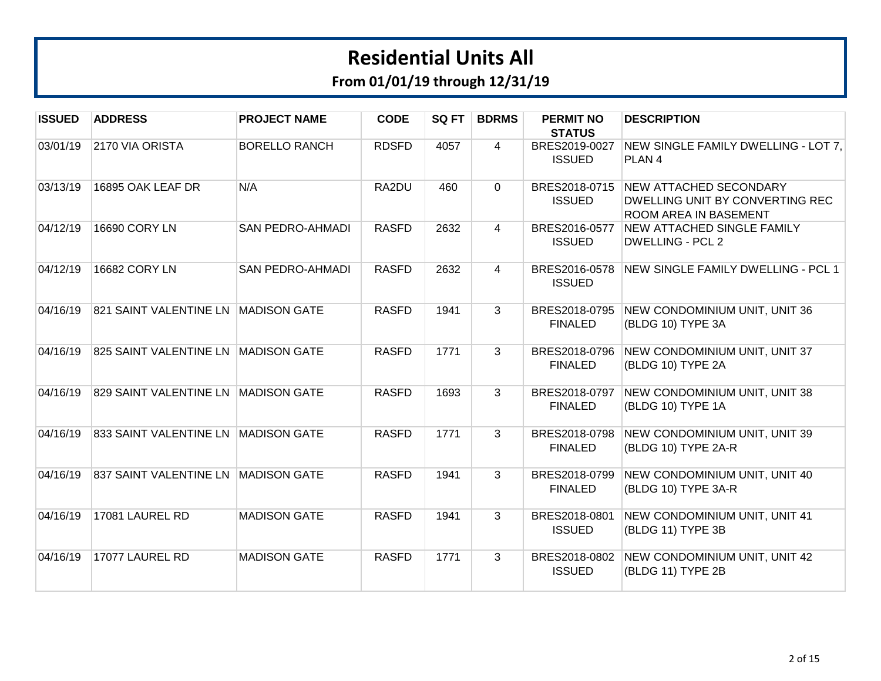# Residential Units All

## From 01/01/19 through 12/31/19

| ISSUED | ADDRESS | PROJECT NAME | CODE | SQ FT | BDRMS | PERMIT NO STATUS | DESCRIPTION |
|---|---|---|---|---|---|---|---|
| 03/01/19 | 2170 VIA ORISTA | BORELLO RANCH | RDSFD | 4057 | 4 | BRES2019-0027 ISSUED | NEW SINGLE FAMILY DWELLING - LOT 7, PLAN 4 |
| 03/13/19 | 16895 OAK LEAF DR | N/A | RA2DU | 460 | 0 | BRES2018-0715 ISSUED | NEW ATTACHED SECONDARY DWELLING UNIT BY CONVERTING REC ROOM AREA IN BASEMENT |
| 04/12/19 | 16690 CORY LN | SAN PEDRO-AHMADI | RASFD | 2632 | 4 | BRES2016-0577 ISSUED | NEW ATTACHED SINGLE FAMILY DWELLING - PCL 2 |
| 04/12/19 | 16682 CORY LN | SAN PEDRO-AHMADI | RASFD | 2632 | 4 | BRES2016-0578 ISSUED | NEW SINGLE FAMILY DWELLING - PCL 1 |
| 04/16/19 | 821 SAINT VALENTINE LN | MADISON GATE | RASFD | 1941 | 3 | BRES2018-0795 FINALED | NEW CONDOMINIUM UNIT, UNIT 36 (BLDG 10) TYPE 3A |
| 04/16/19 | 825 SAINT VALENTINE LN | MADISON GATE | RASFD | 1771 | 3 | BRES2018-0796 FINALED | NEW CONDOMINIUM UNIT, UNIT 37 (BLDG 10) TYPE 2A |
| 04/16/19 | 829 SAINT VALENTINE LN | MADISON GATE | RASFD | 1693 | 3 | BRES2018-0797 FINALED | NEW CONDOMINIUM UNIT, UNIT 38 (BLDG 10) TYPE 1A |
| 04/16/19 | 833 SAINT VALENTINE LN | MADISON GATE | RASFD | 1771 | 3 | BRES2018-0798 FINALED | NEW CONDOMINIUM UNIT, UNIT 39 (BLDG 10) TYPE 2A-R |
| 04/16/19 | 837 SAINT VALENTINE LN | MADISON GATE | RASFD | 1941 | 3 | BRES2018-0799 FINALED | NEW CONDOMINIUM UNIT, UNIT 40 (BLDG 10) TYPE 3A-R |
| 04/16/19 | 17081 LAUREL RD | MADISON GATE | RASFD | 1941 | 3 | BRES2018-0801 ISSUED | NEW CONDOMINIUM UNIT, UNIT 41 (BLDG 11) TYPE 3B |
| 04/16/19 | 17077 LAUREL RD | MADISON GATE | RASFD | 1771 | 3 | BRES2018-0802 ISSUED | NEW CONDOMINIUM UNIT, UNIT 42 (BLDG 11) TYPE 2B |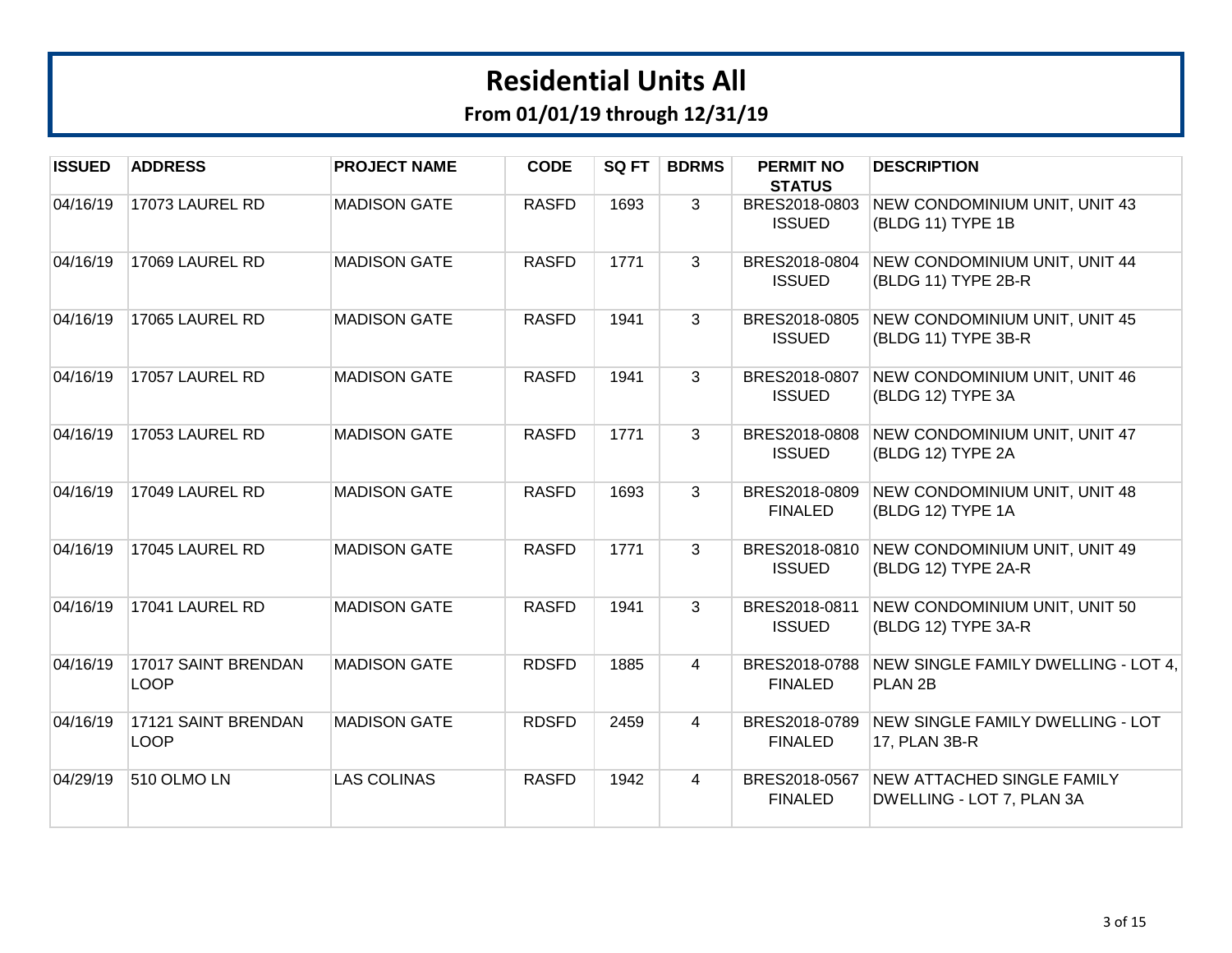# Residential Units All

## From 01/01/19 through 12/31/19

| ISSUED | ADDRESS | PROJECT NAME | CODE | SQ FT | BDRMS | PERMIT NO STATUS | DESCRIPTION |
|---|---|---|---|---|---|---|---|
| 04/16/19 | 17073 LAUREL RD | MADISON GATE | RASFD | 1693 | 3 | BRES2018-0803 ISSUED | NEW CONDOMINIUM UNIT, UNIT 43 (BLDG 11) TYPE 1B |
| 04/16/19 | 17069 LAUREL RD | MADISON GATE | RASFD | 1771 | 3 | BRES2018-0804 ISSUED | NEW CONDOMINIUM UNIT, UNIT 44 (BLDG 11) TYPE 2B-R |
| 04/16/19 | 17065 LAUREL RD | MADISON GATE | RASFD | 1941 | 3 | BRES2018-0805 ISSUED | NEW CONDOMINIUM UNIT, UNIT 45 (BLDG 11) TYPE 3B-R |
| 04/16/19 | 17057 LAUREL RD | MADISON GATE | RASFD | 1941 | 3 | BRES2018-0807 ISSUED | NEW CONDOMINIUM UNIT, UNIT 46 (BLDG 12) TYPE 3A |
| 04/16/19 | 17053 LAUREL RD | MADISON GATE | RASFD | 1771 | 3 | BRES2018-0808 ISSUED | NEW CONDOMINIUM UNIT, UNIT 47 (BLDG 12) TYPE 2A |
| 04/16/19 | 17049 LAUREL RD | MADISON GATE | RASFD | 1693 | 3 | BRES2018-0809 FINALED | NEW CONDOMINIUM UNIT, UNIT 48 (BLDG 12) TYPE 1A |
| 04/16/19 | 17045 LAUREL RD | MADISON GATE | RASFD | 1771 | 3 | BRES2018-0810 ISSUED | NEW CONDOMINIUM UNIT, UNIT 49 (BLDG 12) TYPE 2A-R |
| 04/16/19 | 17041 LAUREL RD | MADISON GATE | RASFD | 1941 | 3 | BRES2018-0811 ISSUED | NEW CONDOMINIUM UNIT, UNIT 50 (BLDG 12) TYPE 3A-R |
| 04/16/19 | 17017 SAINT BRENDAN LOOP | MADISON GATE | RDSFD | 1885 | 4 | BRES2018-0788 FINALED | NEW SINGLE FAMILY DWELLING - LOT 4, PLAN 2B |
| 04/16/19 | 17121 SAINT BRENDAN LOOP | MADISON GATE | RDSFD | 2459 | 4 | BRES2018-0789 FINALED | NEW SINGLE FAMILY DWELLING - LOT 17, PLAN 3B-R |
| 04/29/19 | 510 OLMO LN | LAS COLINAS | RASFD | 1942 | 4 | BRES2018-0567 FINALED | NEW ATTACHED SINGLE FAMILY DWELLING - LOT 7, PLAN 3A |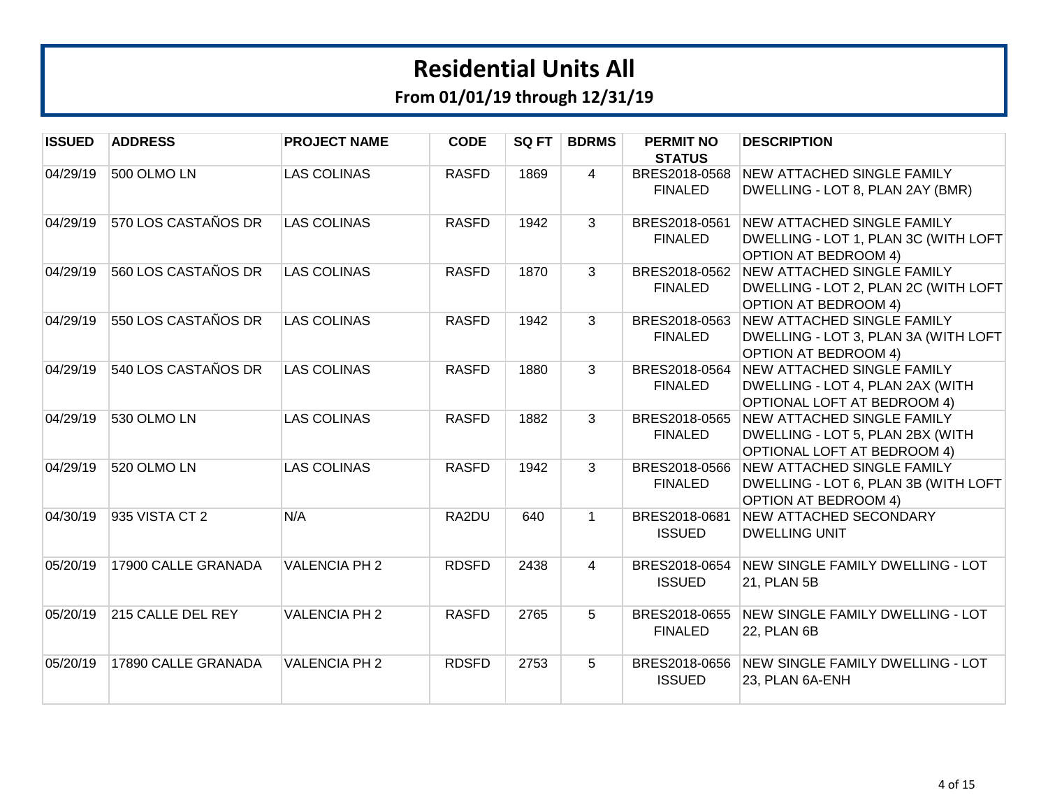# Residential Units All

## From 01/01/19 through 12/31/19

| ISSUED | ADDRESS | PROJECT NAME | CODE | SQ FT | BDRMS | PERMIT NO STATUS | DESCRIPTION |
|---|---|---|---|---|---|---|---|
| 04/29/19 | 500 OLMO LN | LAS COLINAS | RASFD | 1869 | 4 | BRES2018-0568 FINALED | NEW ATTACHED SINGLE FAMILY DWELLING - LOT 8, PLAN 2AY (BMR) |
| 04/29/19 | 570 LOS CASTAÑOS DR | LAS COLINAS | RASFD | 1942 | 3 | BRES2018-0561 FINALED | NEW ATTACHED SINGLE FAMILY DWELLING - LOT 1, PLAN 3C (WITH LOFT OPTION AT BEDROOM 4) |
| 04/29/19 | 560 LOS CASTAÑOS DR | LAS COLINAS | RASFD | 1870 | 3 | BRES2018-0562 FINALED | NEW ATTACHED SINGLE FAMILY DWELLING - LOT 2, PLAN 2C (WITH LOFT OPTION AT BEDROOM 4) |
| 04/29/19 | 550 LOS CASTAÑOS DR | LAS COLINAS | RASFD | 1942 | 3 | BRES2018-0563 FINALED | NEW ATTACHED SINGLE FAMILY DWELLING - LOT 3, PLAN 3A (WITH LOFT OPTION AT BEDROOM 4) |
| 04/29/19 | 540 LOS CASTAÑOS DR | LAS COLINAS | RASFD | 1880 | 3 | BRES2018-0564 FINALED | NEW ATTACHED SINGLE FAMILY DWELLING - LOT 4, PLAN 2AX (WITH OPTIONAL LOFT AT BEDROOM 4) |
| 04/29/19 | 530 OLMO LN | LAS COLINAS | RASFD | 1882 | 3 | BRES2018-0565 FINALED | NEW ATTACHED SINGLE FAMILY DWELLING - LOT 5, PLAN 2BX (WITH OPTIONAL LOFT AT BEDROOM 4) |
| 04/29/19 | 520 OLMO LN | LAS COLINAS | RASFD | 1942 | 3 | BRES2018-0566 FINALED | NEW ATTACHED SINGLE FAMILY DWELLING - LOT 6, PLAN 3B (WITH LOFT OPTION AT BEDROOM 4) |
| 04/30/19 | 935 VISTA CT 2 | N/A | RA2DU | 640 | 1 | BRES2018-0681 ISSUED | NEW ATTACHED SECONDARY DWELLING UNIT |
| 05/20/19 | 17900 CALLE GRANADA | VALENCIA PH 2 | RDSFD | 2438 | 4 | BRES2018-0654 ISSUED | NEW SINGLE FAMILY DWELLING - LOT 21, PLAN 5B |
| 05/20/19 | 215 CALLE DEL REY | VALENCIA PH 2 | RASFD | 2765 | 5 | BRES2018-0655 FINALED | NEW SINGLE FAMILY DWELLING - LOT 22, PLAN 6B |
| 05/20/19 | 17890 CALLE GRANADA | VALENCIA PH 2 | RDSFD | 2753 | 5 | BRES2018-0656 ISSUED | NEW SINGLE FAMILY DWELLING - LOT 23, PLAN 6A-ENH |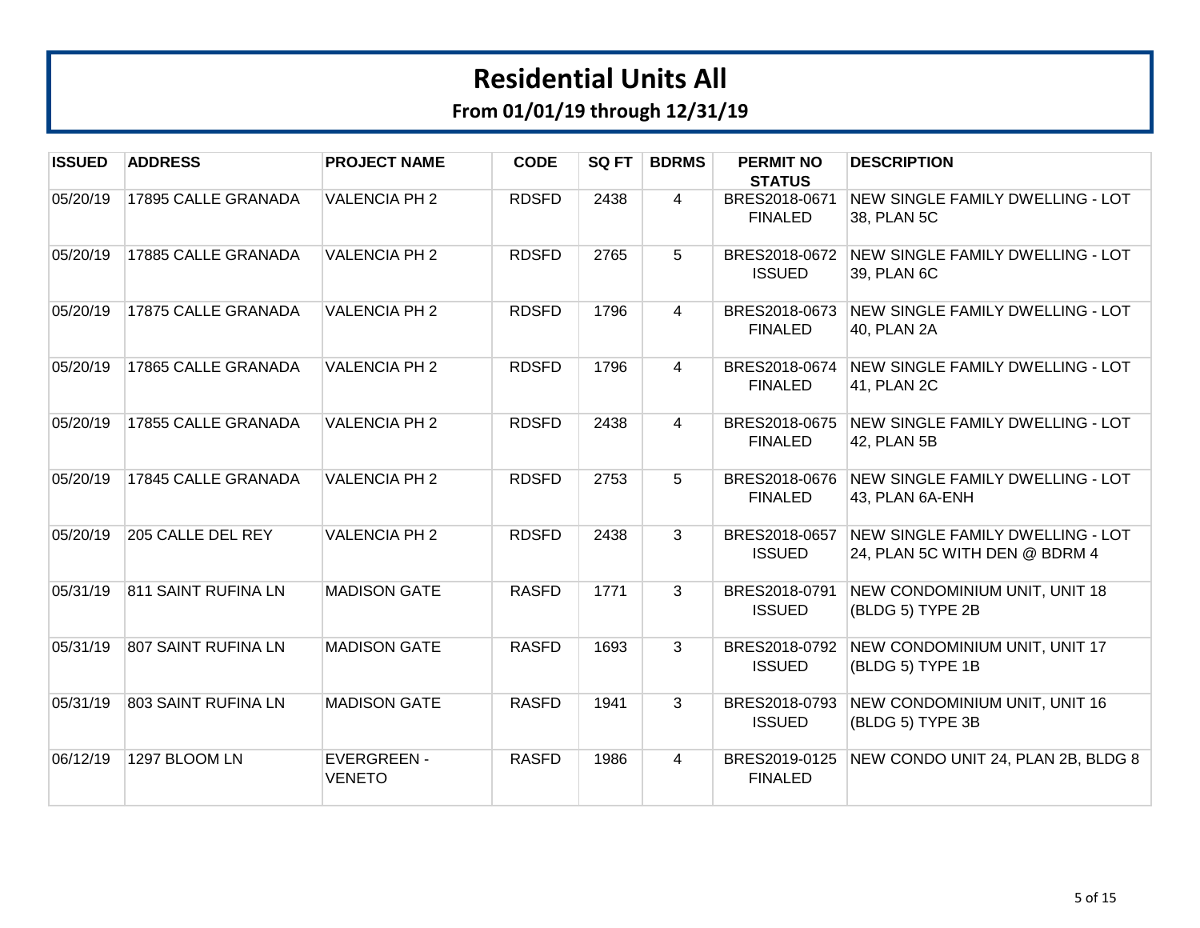# Residential Units All

## From 01/01/19 through 12/31/19

| ISSUED | ADDRESS | PROJECT NAME | CODE | SQ FT | BDRMS | PERMIT NO STATUS | DESCRIPTION |
|---|---|---|---|---|---|---|---|
| 05/20/19 | 17895 CALLE GRANADA | VALENCIA PH 2 | RDSFD | 2438 | 4 | BRES2018-0671 FINALED | NEW SINGLE FAMILY DWELLING - LOT 38, PLAN 5C |
| 05/20/19 | 17885 CALLE GRANADA | VALENCIA PH 2 | RDSFD | 2765 | 5 | BRES2018-0672 ISSUED | NEW SINGLE FAMILY DWELLING - LOT 39, PLAN 6C |
| 05/20/19 | 17875 CALLE GRANADA | VALENCIA PH 2 | RDSFD | 1796 | 4 | BRES2018-0673 FINALED | NEW SINGLE FAMILY DWELLING - LOT 40, PLAN 2A |
| 05/20/19 | 17865 CALLE GRANADA | VALENCIA PH 2 | RDSFD | 1796 | 4 | BRES2018-0674 FINALED | NEW SINGLE FAMILY DWELLING - LOT 41, PLAN 2C |
| 05/20/19 | 17855 CALLE GRANADA | VALENCIA PH 2 | RDSFD | 2438 | 4 | BRES2018-0675 FINALED | NEW SINGLE FAMILY DWELLING - LOT 42, PLAN 5B |
| 05/20/19 | 17845 CALLE GRANADA | VALENCIA PH 2 | RDSFD | 2753 | 5 | BRES2018-0676 FINALED | NEW SINGLE FAMILY DWELLING - LOT 43, PLAN 6A-ENH |
| 05/20/19 | 205 CALLE DEL REY | VALENCIA PH 2 | RDSFD | 2438 | 3 | BRES2018-0657 ISSUED | NEW SINGLE FAMILY DWELLING - LOT 24, PLAN 5C WITH DEN @ BDRM 4 |
| 05/31/19 | 811 SAINT RUFINA LN | MADISON GATE | RASFD | 1771 | 3 | BRES2018-0791 ISSUED | NEW CONDOMINIUM UNIT, UNIT 18 (BLDG 5) TYPE 2B |
| 05/31/19 | 807 SAINT RUFINA LN | MADISON GATE | RASFD | 1693 | 3 | BRES2018-0792 ISSUED | NEW CONDOMINIUM UNIT, UNIT 17 (BLDG 5) TYPE 1B |
| 05/31/19 | 803 SAINT RUFINA LN | MADISON GATE | RASFD | 1941 | 3 | BRES2018-0793 ISSUED | NEW CONDOMINIUM UNIT, UNIT 16 (BLDG 5) TYPE 3B |
| 06/12/19 | 1297 BLOOM LN | EVERGREEN - VENETO | RASFD | 1986 | 4 | BRES2019-0125 FINALED | NEW CONDO UNIT 24, PLAN 2B, BLDG 8 |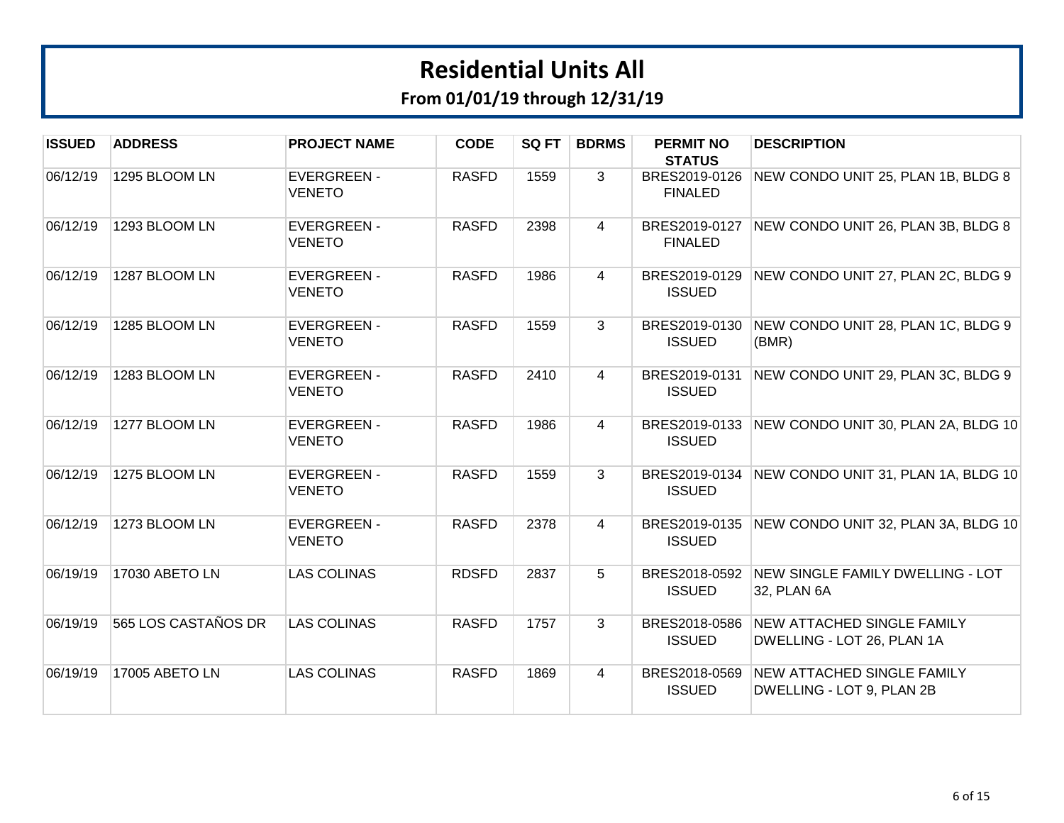# Residential Units All

## From 01/01/19 through 12/31/19

| ISSUED | ADDRESS | PROJECT NAME | CODE | SQ FT | BDRMS | PERMIT NO STATUS | DESCRIPTION |
|---|---|---|---|---|---|---|---|
| 06/12/19 | 1295 BLOOM LN | EVERGREEN - VENETO | RASFD | 1559 | 3 | BRES2019-0126 FINALED | NEW CONDO UNIT 25, PLAN 1B, BLDG 8 |
| 06/12/19 | 1293 BLOOM LN | EVERGREEN - VENETO | RASFD | 2398 | 4 | BRES2019-0127 FINALED | NEW CONDO UNIT 26, PLAN 3B, BLDG 8 |
| 06/12/19 | 1287 BLOOM LN | EVERGREEN - VENETO | RASFD | 1986 | 4 | BRES2019-0129 ISSUED | NEW CONDO UNIT 27, PLAN 2C, BLDG 9 |
| 06/12/19 | 1285 BLOOM LN | EVERGREEN - VENETO | RASFD | 1559 | 3 | BRES2019-0130 ISSUED | NEW CONDO UNIT 28, PLAN 1C, BLDG 9 (BMR) |
| 06/12/19 | 1283 BLOOM LN | EVERGREEN - VENETO | RASFD | 2410 | 4 | BRES2019-0131 ISSUED | NEW CONDO UNIT 29, PLAN 3C, BLDG 9 |
| 06/12/19 | 1277 BLOOM LN | EVERGREEN - VENETO | RASFD | 1986 | 4 | BRES2019-0133 ISSUED | NEW CONDO UNIT 30, PLAN 2A, BLDG 10 |
| 06/12/19 | 1275 BLOOM LN | EVERGREEN - VENETO | RASFD | 1559 | 3 | BRES2019-0134 ISSUED | NEW CONDO UNIT 31, PLAN 1A, BLDG 10 |
| 06/12/19 | 1273 BLOOM LN | EVERGREEN - VENETO | RASFD | 2378 | 4 | BRES2019-0135 ISSUED | NEW CONDO UNIT 32, PLAN 3A, BLDG 10 |
| 06/19/19 | 17030 ABETO LN | LAS COLINAS | RDSFD | 2837 | 5 | BRES2018-0592 ISSUED | NEW SINGLE FAMILY DWELLING - LOT 32, PLAN 6A |
| 06/19/19 | 565 LOS CASTAÑOS DR | LAS COLINAS | RASFD | 1757 | 3 | BRES2018-0586 ISSUED | NEW ATTACHED SINGLE FAMILY DWELLING - LOT 26, PLAN 1A |
| 06/19/19 | 17005 ABETO LN | LAS COLINAS | RASFD | 1869 | 4 | BRES2018-0569 ISSUED | NEW ATTACHED SINGLE FAMILY DWELLING - LOT 9, PLAN 2B |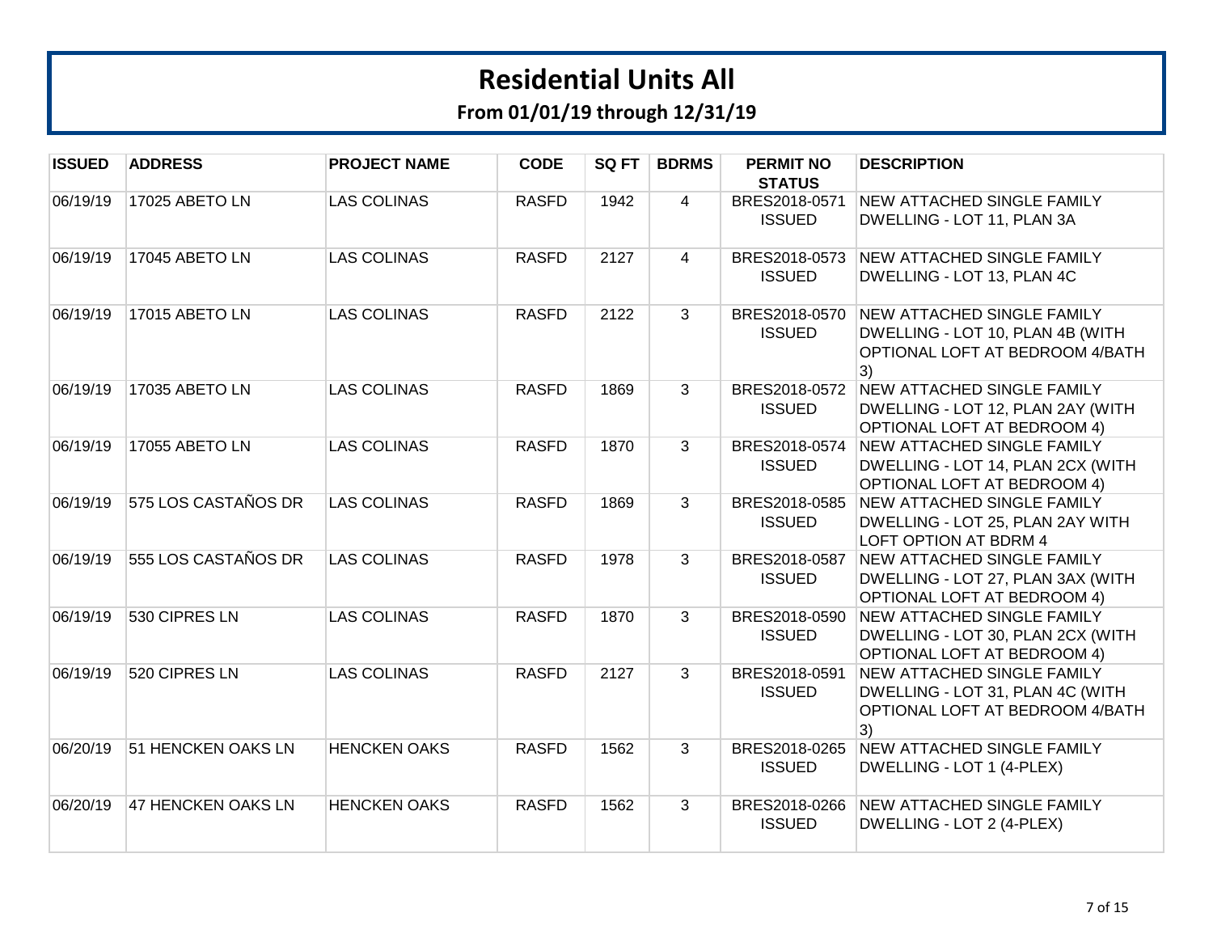# Residential Units All

## From 01/01/19 through 12/31/19

| ISSUED | ADDRESS | PROJECT NAME | CODE | SQ FT | BDRMS | PERMIT NO STATUS | DESCRIPTION |
|---|---|---|---|---|---|---|---|
| 06/19/19 | 17025 ABETO LN | LAS COLINAS | RASFD | 1942 | 4 | BRES2018-0571 ISSUED | NEW ATTACHED SINGLE FAMILY DWELLING - LOT 11, PLAN 3A |
| 06/19/19 | 17045 ABETO LN | LAS COLINAS | RASFD | 2127 | 4 | BRES2018-0573 ISSUED | NEW ATTACHED SINGLE FAMILY DWELLING - LOT 13, PLAN 4C |
| 06/19/19 | 17015 ABETO LN | LAS COLINAS | RASFD | 2122 | 3 | BRES2018-0570 ISSUED | NEW ATTACHED SINGLE FAMILY DWELLING - LOT 10, PLAN 4B (WITH OPTIONAL LOFT AT BEDROOM 4/BATH 3) |
| 06/19/19 | 17035 ABETO LN | LAS COLINAS | RASFD | 1869 | 3 | BRES2018-0572 ISSUED | NEW ATTACHED SINGLE FAMILY DWELLING - LOT 12, PLAN 2AY (WITH OPTIONAL LOFT AT BEDROOM 4) |
| 06/19/19 | 17055 ABETO LN | LAS COLINAS | RASFD | 1870 | 3 | BRES2018-0574 ISSUED | NEW ATTACHED SINGLE FAMILY DWELLING - LOT 14, PLAN 2CX (WITH OPTIONAL LOFT AT BEDROOM 4) |
| 06/19/19 | 575 LOS CASTAÑOS DR | LAS COLINAS | RASFD | 1869 | 3 | BRES2018-0585 ISSUED | NEW ATTACHED SINGLE FAMILY DWELLING - LOT 25, PLAN 2AY WITH LOFT OPTION AT BDRM 4 |
| 06/19/19 | 555 LOS CASTAÑOS DR | LAS COLINAS | RASFD | 1978 | 3 | BRES2018-0587 ISSUED | NEW ATTACHED SINGLE FAMILY DWELLING - LOT 27, PLAN 3AX (WITH OPTIONAL LOFT AT BEDROOM 4) |
| 06/19/19 | 530 CIPRES LN | LAS COLINAS | RASFD | 1870 | 3 | BRES2018-0590 ISSUED | NEW ATTACHED SINGLE FAMILY DWELLING - LOT 30, PLAN 2CX (WITH OPTIONAL LOFT AT BEDROOM 4) |
| 06/19/19 | 520 CIPRES LN | LAS COLINAS | RASFD | 2127 | 3 | BRES2018-0591 ISSUED | NEW ATTACHED SINGLE FAMILY DWELLING - LOT 31, PLAN 4C (WITH OPTIONAL LOFT AT BEDROOM 4/BATH 3) |
| 06/20/19 | 51 HENCKEN OAKS LN | HENCKEN OAKS | RASFD | 1562 | 3 | BRES2018-0265 ISSUED | NEW ATTACHED SINGLE FAMILY DWELLING - LOT 1 (4-PLEX) |
| 06/20/19 | 47 HENCKEN OAKS LN | HENCKEN OAKS | RASFD | 1562 | 3 | BRES2018-0266 ISSUED | NEW ATTACHED SINGLE FAMILY DWELLING - LOT 2 (4-PLEX) |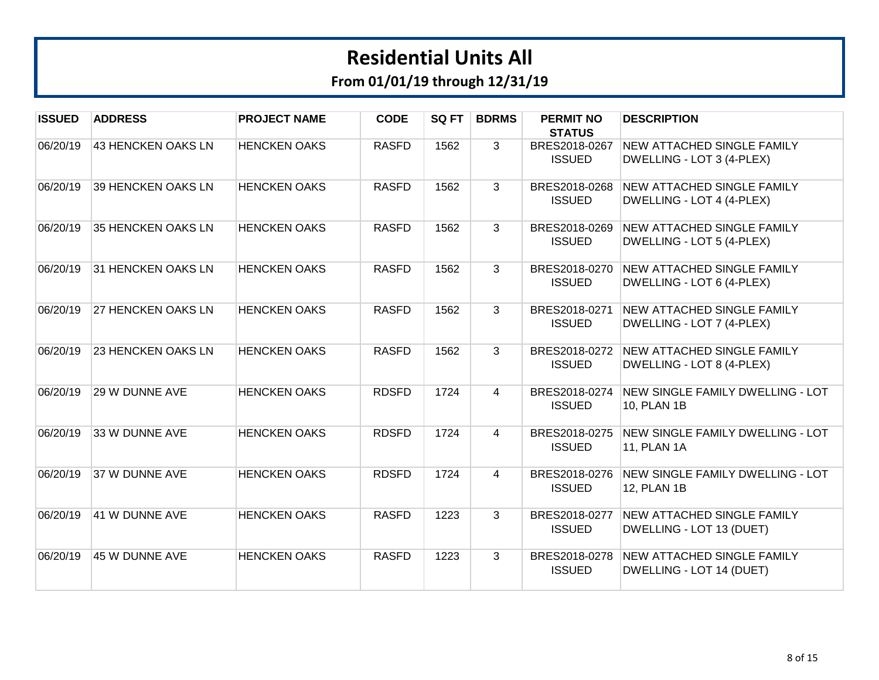# Residential Units All

## From 01/01/19 through 12/31/19

| ISSUED | ADDRESS | PROJECT NAME | CODE | SQ FT | BDRMS | PERMIT NO STATUS | DESCRIPTION |
|---|---|---|---|---|---|---|---|
| 06/20/19 | 43 HENCKEN OAKS LN | HENCKEN OAKS | RASFD | 1562 | 3 | BRES2018-0267 ISSUED | NEW ATTACHED SINGLE FAMILY DWELLING - LOT 3 (4-PLEX) |
| 06/20/19 | 39 HENCKEN OAKS LN | HENCKEN OAKS | RASFD | 1562 | 3 | BRES2018-0268 ISSUED | NEW ATTACHED SINGLE FAMILY DWELLING - LOT 4 (4-PLEX) |
| 06/20/19 | 35 HENCKEN OAKS LN | HENCKEN OAKS | RASFD | 1562 | 3 | BRES2018-0269 ISSUED | NEW ATTACHED SINGLE FAMILY DWELLING - LOT 5 (4-PLEX) |
| 06/20/19 | 31 HENCKEN OAKS LN | HENCKEN OAKS | RASFD | 1562 | 3 | BRES2018-0270 ISSUED | NEW ATTACHED SINGLE FAMILY DWELLING - LOT 6 (4-PLEX) |
| 06/20/19 | 27 HENCKEN OAKS LN | HENCKEN OAKS | RASFD | 1562 | 3 | BRES2018-0271 ISSUED | NEW ATTACHED SINGLE FAMILY DWELLING - LOT 7 (4-PLEX) |
| 06/20/19 | 23 HENCKEN OAKS LN | HENCKEN OAKS | RASFD | 1562 | 3 | BRES2018-0272 ISSUED | NEW ATTACHED SINGLE FAMILY DWELLING - LOT 8 (4-PLEX) |
| 06/20/19 | 29 W DUNNE AVE | HENCKEN OAKS | RDSFD | 1724 | 4 | BRES2018-0274 ISSUED | NEW SINGLE FAMILY DWELLING - LOT 10, PLAN 1B |
| 06/20/19 | 33 W DUNNE AVE | HENCKEN OAKS | RDSFD | 1724 | 4 | BRES2018-0275 ISSUED | NEW SINGLE FAMILY DWELLING - LOT 11, PLAN 1A |
| 06/20/19 | 37 W DUNNE AVE | HENCKEN OAKS | RDSFD | 1724 | 4 | BRES2018-0276 ISSUED | NEW SINGLE FAMILY DWELLING - LOT 12, PLAN 1B |
| 06/20/19 | 41 W DUNNE AVE | HENCKEN OAKS | RASFD | 1223 | 3 | BRES2018-0277 ISSUED | NEW ATTACHED SINGLE FAMILY DWELLING - LOT 13 (DUET) |
| 06/20/19 | 45 W DUNNE AVE | HENCKEN OAKS | RASFD | 1223 | 3 | BRES2018-0278 ISSUED | NEW ATTACHED SINGLE FAMILY DWELLING - LOT 14 (DUET) |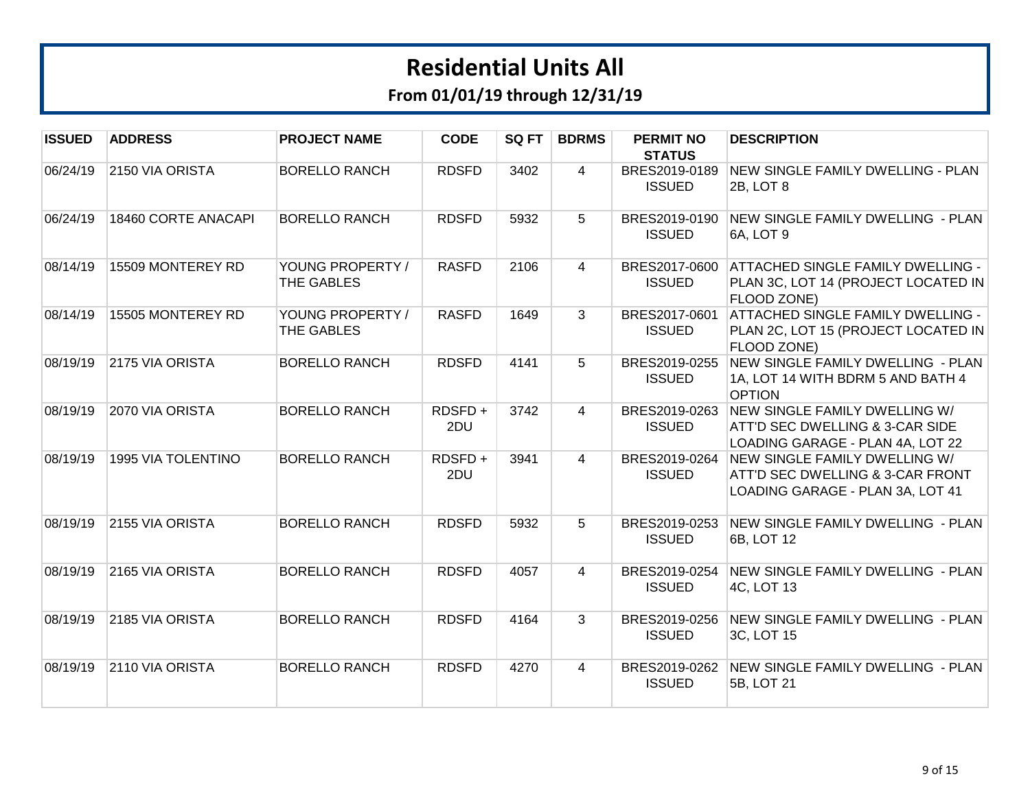# Residential Units All

## From 01/01/19 through 12/31/19

| ISSUED | ADDRESS | PROJECT NAME | CODE | SQ FT | BDRMS | PERMIT NO STATUS | DESCRIPTION |
|---|---|---|---|---|---|---|---|
| 06/24/19 | 2150 VIA ORISTA | BORELLO RANCH | RDSFD | 3402 | 4 | BRES2019-0189 ISSUED | NEW SINGLE FAMILY DWELLING - PLAN 2B, LOT 8 |
| 06/24/19 | 18460 CORTE ANACAPI | BORELLO RANCH | RDSFD | 5932 | 5 | BRES2019-0190 ISSUED | NEW SINGLE FAMILY DWELLING - PLAN 6A, LOT 9 |
| 08/14/19 | 15509 MONTEREY RD | YOUNG PROPERTY / THE GABLES | RASFD | 2106 | 4 | BRES2017-0600 ISSUED | ATTACHED SINGLE FAMILY DWELLING - PLAN 3C, LOT 14 (PROJECT LOCATED IN FLOOD ZONE) |
| 08/14/19 | 15505 MONTEREY RD | YOUNG PROPERTY / THE GABLES | RASFD | 1649 | 3 | BRES2017-0601 ISSUED | ATTACHED SINGLE FAMILY DWELLING - PLAN 2C, LOT 15 (PROJECT LOCATED IN FLOOD ZONE) |
| 08/19/19 | 2175 VIA ORISTA | BORELLO RANCH | RDSFD | 4141 | 5 | BRES2019-0255 ISSUED | NEW SINGLE FAMILY DWELLING - PLAN 1A, LOT 14 WITH BDRM 5 AND BATH 4 OPTION |
| 08/19/19 | 2070 VIA ORISTA | BORELLO RANCH | RDSFD + 2DU | 3742 | 4 | BRES2019-0263 ISSUED | NEW SINGLE FAMILY DWELLING W/ ATT'D SEC DWELLING & 3-CAR SIDE LOADING GARAGE - PLAN 4A, LOT 22 |
| 08/19/19 | 1995 VIA TOLENTINO | BORELLO RANCH | RDSFD + 2DU | 3941 | 4 | BRES2019-0264 ISSUED | NEW SINGLE FAMILY DWELLING W/ ATT'D SEC DWELLING & 3-CAR FRONT LOADING GARAGE - PLAN 3A, LOT 41 |
| 08/19/19 | 2155 VIA ORISTA | BORELLO RANCH | RDSFD | 5932 | 5 | BRES2019-0253 ISSUED | NEW SINGLE FAMILY DWELLING - PLAN 6B, LOT 12 |
| 08/19/19 | 2165 VIA ORISTA | BORELLO RANCH | RDSFD | 4057 | 4 | BRES2019-0254 ISSUED | NEW SINGLE FAMILY DWELLING - PLAN 4C, LOT 13 |
| 08/19/19 | 2185 VIA ORISTA | BORELLO RANCH | RDSFD | 4164 | 3 | BRES2019-0256 ISSUED | NEW SINGLE FAMILY DWELLING - PLAN 3C, LOT 15 |
| 08/19/19 | 2110 VIA ORISTA | BORELLO RANCH | RDSFD | 4270 | 4 | BRES2019-0262 ISSUED | NEW SINGLE FAMILY DWELLING - PLAN 5B, LOT 21 |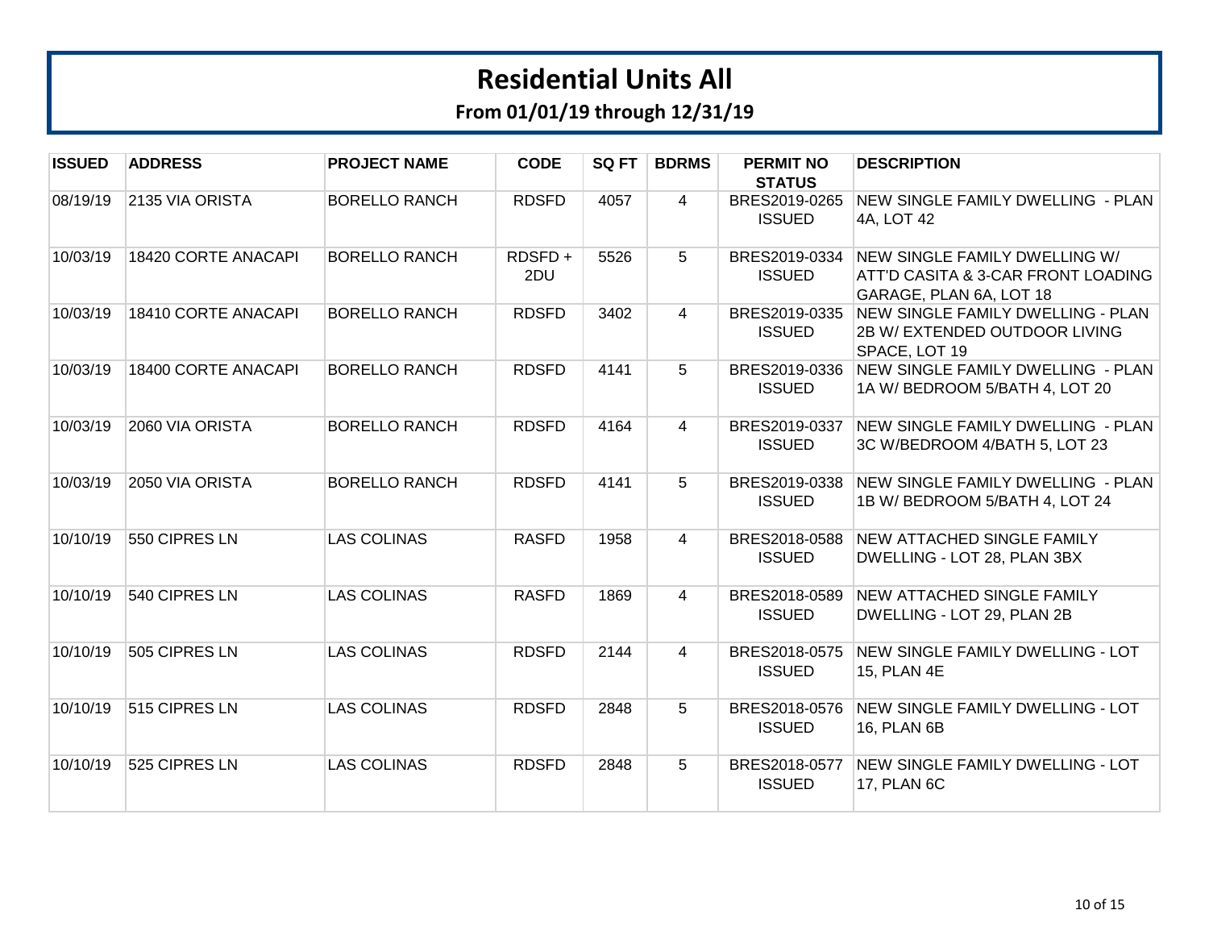# Residential Units All

## From 01/01/19 through 12/31/19

| ISSUED | ADDRESS | PROJECT NAME | CODE | SQ FT | BDRMS | PERMIT NO STATUS | DESCRIPTION |
|---|---|---|---|---|---|---|---|
| 08/19/19 | 2135 VIA ORISTA | BORELLO RANCH | RDSFD | 4057 | 4 | BRES2019-0265 ISSUED | NEW SINGLE FAMILY DWELLING - PLAN 4A, LOT 42 |
| 10/03/19 | 18420 CORTE ANACAPI | BORELLO RANCH | RDSFD + 2DU | 5526 | 5 | BRES2019-0334 ISSUED | NEW SINGLE FAMILY DWELLING W/ ATT'D CASITA & 3-CAR FRONT LOADING GARAGE, PLAN 6A, LOT 18 |
| 10/03/19 | 18410 CORTE ANACAPI | BORELLO RANCH | RDSFD | 3402 | 4 | BRES2019-0335 ISSUED | NEW SINGLE FAMILY DWELLING - PLAN 2B W/ EXTENDED OUTDOOR LIVING SPACE, LOT 19 |
| 10/03/19 | 18400 CORTE ANACAPI | BORELLO RANCH | RDSFD | 4141 | 5 | BRES2019-0336 ISSUED | NEW SINGLE FAMILY DWELLING - PLAN 1A W/ BEDROOM 5/BATH 4, LOT 20 |
| 10/03/19 | 2060 VIA ORISTA | BORELLO RANCH | RDSFD | 4164 | 4 | BRES2019-0337 ISSUED | NEW SINGLE FAMILY DWELLING - PLAN 3C W/BEDROOM 4/BATH 5, LOT 23 |
| 10/03/19 | 2050 VIA ORISTA | BORELLO RANCH | RDSFD | 4141 | 5 | BRES2019-0338 ISSUED | NEW SINGLE FAMILY DWELLING - PLAN 1B W/ BEDROOM 5/BATH 4, LOT 24 |
| 10/10/19 | 550 CIPRES LN | LAS COLINAS | RASFD | 1958 | 4 | BRES2018-0588 ISSUED | NEW ATTACHED SINGLE FAMILY DWELLING - LOT 28, PLAN 3BX |
| 10/10/19 | 540 CIPRES LN | LAS COLINAS | RASFD | 1869 | 4 | BRES2018-0589 ISSUED | NEW ATTACHED SINGLE FAMILY DWELLING - LOT 29, PLAN 2B |
| 10/10/19 | 505 CIPRES LN | LAS COLINAS | RDSFD | 2144 | 4 | BRES2018-0575 ISSUED | NEW SINGLE FAMILY DWELLING - LOT 15, PLAN 4E |
| 10/10/19 | 515 CIPRES LN | LAS COLINAS | RDSFD | 2848 | 5 | BRES2018-0576 ISSUED | NEW SINGLE FAMILY DWELLING - LOT 16, PLAN 6B |
| 10/10/19 | 525 CIPRES LN | LAS COLINAS | RDSFD | 2848 | 5 | BRES2018-0577 ISSUED | NEW SINGLE FAMILY DWELLING - LOT 17, PLAN 6C |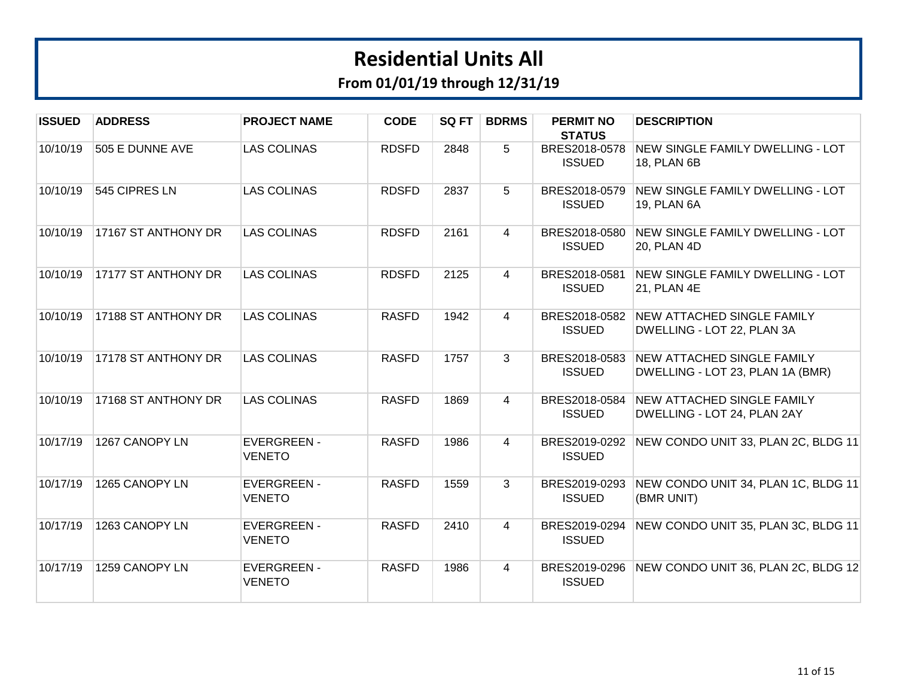# Residential Units All

## From 01/01/19 through 12/31/19

| ISSUED | ADDRESS | PROJECT NAME | CODE | SQ FT | BDRMS | PERMIT NO STATUS | DESCRIPTION |
|---|---|---|---|---|---|---|---|
| 10/10/19 | 505 E DUNNE AVE | LAS COLINAS | RDSFD | 2848 | 5 | BRES2018-0578 ISSUED | NEW SINGLE FAMILY DWELLING - LOT 18, PLAN 6B |
| 10/10/19 | 545 CIPRES LN | LAS COLINAS | RDSFD | 2837 | 5 | BRES2018-0579 ISSUED | NEW SINGLE FAMILY DWELLING - LOT 19, PLAN 6A |
| 10/10/19 | 17167 ST ANTHONY DR | LAS COLINAS | RDSFD | 2161 | 4 | BRES2018-0580 ISSUED | NEW SINGLE FAMILY DWELLING - LOT 20, PLAN 4D |
| 10/10/19 | 17177 ST ANTHONY DR | LAS COLINAS | RDSFD | 2125 | 4 | BRES2018-0581 ISSUED | NEW SINGLE FAMILY DWELLING - LOT 21, PLAN 4E |
| 10/10/19 | 17188 ST ANTHONY DR | LAS COLINAS | RASFD | 1942 | 4 | BRES2018-0582 ISSUED | NEW ATTACHED SINGLE FAMILY DWELLING - LOT 22, PLAN 3A |
| 10/10/19 | 17178 ST ANTHONY DR | LAS COLINAS | RASFD | 1757 | 3 | BRES2018-0583 ISSUED | NEW ATTACHED SINGLE FAMILY DWELLING - LOT 23, PLAN 1A (BMR) |
| 10/10/19 | 17168 ST ANTHONY DR | LAS COLINAS | RASFD | 1869 | 4 | BRES2018-0584 ISSUED | NEW ATTACHED SINGLE FAMILY DWELLING - LOT 24, PLAN 2AY |
| 10/17/19 | 1267 CANOPY LN | EVERGREEN - VENETO | RASFD | 1986 | 4 | BRES2019-0292 ISSUED | NEW CONDO UNIT 33, PLAN 2C, BLDG 11 |
| 10/17/19 | 1265 CANOPY LN | EVERGREEN - VENETO | RASFD | 1559 | 3 | BRES2019-0293 ISSUED | NEW CONDO UNIT 34, PLAN 1C, BLDG 11 (BMR UNIT) |
| 10/17/19 | 1263 CANOPY LN | EVERGREEN - VENETO | RASFD | 2410 | 4 | BRES2019-0294 ISSUED | NEW CONDO UNIT 35, PLAN 3C, BLDG 11 |
| 10/17/19 | 1259 CANOPY LN | EVERGREEN - VENETO | RASFD | 1986 | 4 | BRES2019-0296 ISSUED | NEW CONDO UNIT 36, PLAN 2C, BLDG 12 |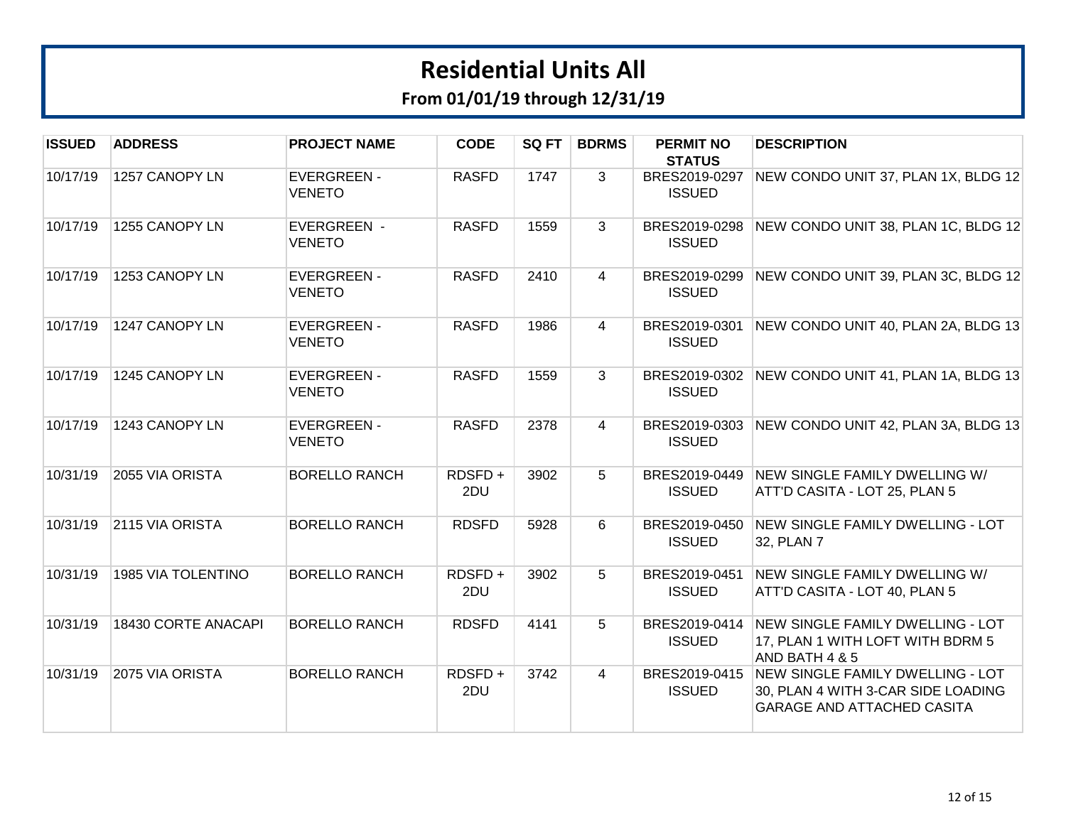# Residential Units All

## From 01/01/19 through 12/31/19

| ISSUED | ADDRESS | PROJECT NAME | CODE | SQ FT | BDRMS | PERMIT NO STATUS | DESCRIPTION |
|---|---|---|---|---|---|---|---|
| 10/17/19 | 1257 CANOPY LN | EVERGREEN - VENETO | RASFD | 1747 | 3 | BRES2019-0297 ISSUED | NEW CONDO UNIT 37, PLAN 1X, BLDG 12 |
| 10/17/19 | 1255 CANOPY LN | EVERGREEN - VENETO | RASFD | 1559 | 3 | BRES2019-0298 ISSUED | NEW CONDO UNIT 38, PLAN 1C, BLDG 12 |
| 10/17/19 | 1253 CANOPY LN | EVERGREEN - VENETO | RASFD | 2410 | 4 | BRES2019-0299 ISSUED | NEW CONDO UNIT 39, PLAN 3C, BLDG 12 |
| 10/17/19 | 1247 CANOPY LN | EVERGREEN - VENETO | RASFD | 1986 | 4 | BRES2019-0301 ISSUED | NEW CONDO UNIT 40, PLAN 2A, BLDG 13 |
| 10/17/19 | 1245 CANOPY LN | EVERGREEN - VENETO | RASFD | 1559 | 3 | BRES2019-0302 ISSUED | NEW CONDO UNIT 41, PLAN 1A, BLDG 13 |
| 10/17/19 | 1243 CANOPY LN | EVERGREEN - VENETO | RASFD | 2378 | 4 | BRES2019-0303 ISSUED | NEW CONDO UNIT 42, PLAN 3A, BLDG 13 |
| 10/31/19 | 2055 VIA ORISTA | BORELLO RANCH | RDSFD + 2DU | 3902 | 5 | BRES2019-0449 ISSUED | NEW SINGLE FAMILY DWELLING W/ ATT'D CASITA - LOT 25, PLAN 5 |
| 10/31/19 | 2115 VIA ORISTA | BORELLO RANCH | RDSFD | 5928 | 6 | BRES2019-0450 ISSUED | NEW SINGLE FAMILY DWELLING - LOT 32, PLAN 7 |
| 10/31/19 | 1985 VIA TOLENTINO | BORELLO RANCH | RDSFD + 2DU | 3902 | 5 | BRES2019-0451 ISSUED | NEW SINGLE FAMILY DWELLING W/ ATT'D CASITA - LOT 40, PLAN 5 |
| 10/31/19 | 18430 CORTE ANACAPI | BORELLO RANCH | RDSFD | 4141 | 5 | BRES2019-0414 ISSUED | NEW SINGLE FAMILY DWELLING - LOT 17, PLAN 1 WITH LOFT WITH BDRM 5 AND BATH 4 & 5 |
| 10/31/19 | 2075 VIA ORISTA | BORELLO RANCH | RDSFD + 2DU | 3742 | 4 | BRES2019-0415 ISSUED | NEW SINGLE FAMILY DWELLING - LOT 30, PLAN 4 WITH 3-CAR SIDE LOADING GARAGE AND ATTACHED CASITA |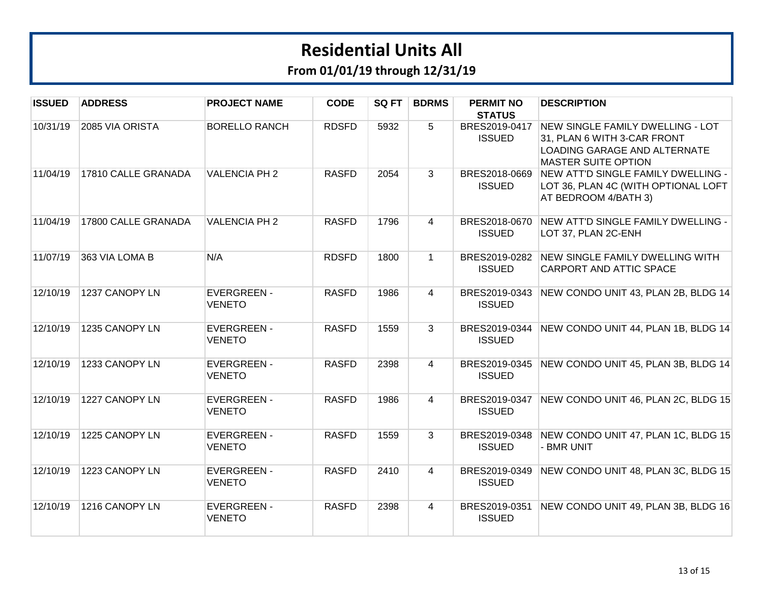# Residential Units All

## From 01/01/19 through 12/31/19

| ISSUED | ADDRESS | PROJECT NAME | CODE | SQ FT | BDRMS | PERMIT NO STATUS | DESCRIPTION |
|---|---|---|---|---|---|---|---|
| 10/31/19 | 2085 VIA ORISTA | BORELLO RANCH | RDSFD | 5932 | 5 | BRES2019-0417 ISSUED | NEW SINGLE FAMILY DWELLING - LOT 31, PLAN 6 WITH 3-CAR FRONT LOADING GARAGE AND ALTERNATE MASTER SUITE OPTION |
| 11/04/19 | 17810 CALLE GRANADA | VALENCIA PH 2 | RASFD | 2054 | 3 | BRES2018-0669 ISSUED | NEW ATT'D SINGLE FAMILY DWELLING - LOT 36, PLAN 4C (WITH OPTIONAL LOFT AT BEDROOM 4/BATH 3) |
| 11/04/19 | 17800 CALLE GRANADA | VALENCIA PH 2 | RASFD | 1796 | 4 | BRES2018-0670 ISSUED | NEW ATT'D SINGLE FAMILY DWELLING - LOT 37, PLAN 2C-ENH |
| 11/07/19 | 363 VIA LOMA B | N/A | RDSFD | 1800 | 1 | BRES2019-0282 ISSUED | NEW SINGLE FAMILY DWELLING WITH CARPORT AND ATTIC SPACE |
| 12/10/19 | 1237 CANOPY LN | EVERGREEN - VENETO | RASFD | 1986 | 4 | BRES2019-0343 ISSUED | NEW CONDO UNIT 43, PLAN 2B, BLDG 14 |
| 12/10/19 | 1235 CANOPY LN | EVERGREEN - VENETO | RASFD | 1559 | 3 | BRES2019-0344 ISSUED | NEW CONDO UNIT 44, PLAN 1B, BLDG 14 |
| 12/10/19 | 1233 CANOPY LN | EVERGREEN - VENETO | RASFD | 2398 | 4 | BRES2019-0345 ISSUED | NEW CONDO UNIT 45, PLAN 3B, BLDG 14 |
| 12/10/19 | 1227 CANOPY LN | EVERGREEN - VENETO | RASFD | 1986 | 4 | BRES2019-0347 ISSUED | NEW CONDO UNIT 46, PLAN 2C, BLDG 15 |
| 12/10/19 | 1225 CANOPY LN | EVERGREEN - VENETO | RASFD | 1559 | 3 | BRES2019-0348 ISSUED | NEW CONDO UNIT 47, PLAN 1C, BLDG 15 - BMR UNIT |
| 12/10/19 | 1223 CANOPY LN | EVERGREEN - VENETO | RASFD | 2410 | 4 | BRES2019-0349 ISSUED | NEW CONDO UNIT 48, PLAN 3C, BLDG 15 |
| 12/10/19 | 1216 CANOPY LN | EVERGREEN - VENETO | RASFD | 2398 | 4 | BRES2019-0351 ISSUED | NEW CONDO UNIT 49, PLAN 3B, BLDG 16 |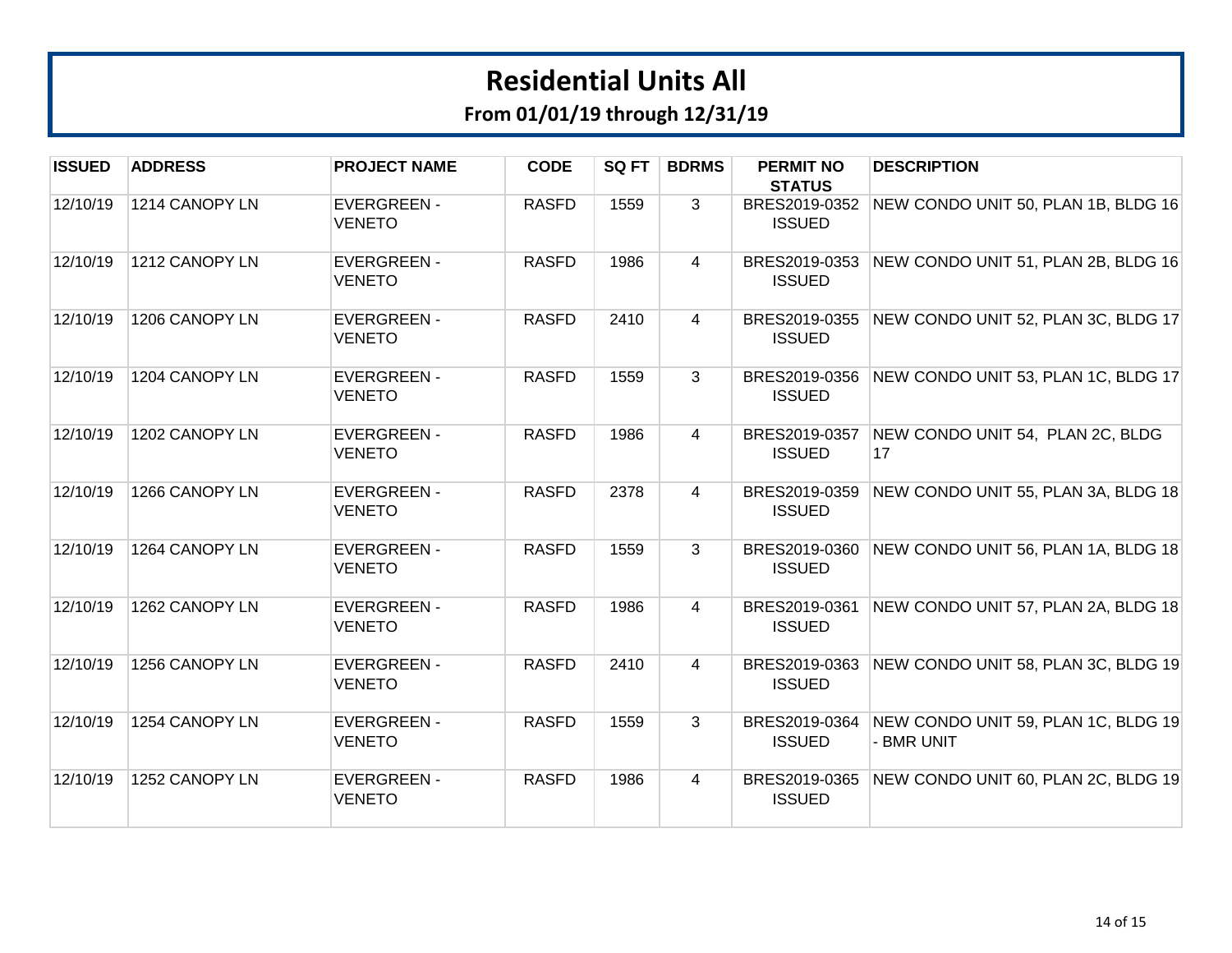# Residential Units All

## From 01/01/19 through 12/31/19

| ISSUED | ADDRESS | PROJECT NAME | CODE | SQ FT | BDRMS | PERMIT NO STATUS | DESCRIPTION |
|---|---|---|---|---|---|---|---|
| 12/10/19 | 1214 CANOPY LN | EVERGREEN - VENETO | RASFD | 1559 | 3 | BRES2019-0352 ISSUED | NEW CONDO UNIT 50, PLAN 1B, BLDG 16 |
| 12/10/19 | 1212 CANOPY LN | EVERGREEN - VENETO | RASFD | 1986 | 4 | BRES2019-0353 ISSUED | NEW CONDO UNIT 51, PLAN 2B, BLDG 16 |
| 12/10/19 | 1206 CANOPY LN | EVERGREEN - VENETO | RASFD | 2410 | 4 | BRES2019-0355 ISSUED | NEW CONDO UNIT 52, PLAN 3C, BLDG 17 |
| 12/10/19 | 1204 CANOPY LN | EVERGREEN - VENETO | RASFD | 1559 | 3 | BRES2019-0356 ISSUED | NEW CONDO UNIT 53, PLAN 1C, BLDG 17 |
| 12/10/19 | 1202 CANOPY LN | EVERGREEN - VENETO | RASFD | 1986 | 4 | BRES2019-0357 ISSUED | NEW CONDO UNIT 54, PLAN 2C, BLDG 17 |
| 12/10/19 | 1266 CANOPY LN | EVERGREEN - VENETO | RASFD | 2378 | 4 | BRES2019-0359 ISSUED | NEW CONDO UNIT 55, PLAN 3A, BLDG 18 |
| 12/10/19 | 1264 CANOPY LN | EVERGREEN - VENETO | RASFD | 1559 | 3 | BRES2019-0360 ISSUED | NEW CONDO UNIT 56, PLAN 1A, BLDG 18 |
| 12/10/19 | 1262 CANOPY LN | EVERGREEN - VENETO | RASFD | 1986 | 4 | BRES2019-0361 ISSUED | NEW CONDO UNIT 57, PLAN 2A, BLDG 18 |
| 12/10/19 | 1256 CANOPY LN | EVERGREEN - VENETO | RASFD | 2410 | 4 | BRES2019-0363 ISSUED | NEW CONDO UNIT 58, PLAN 3C, BLDG 19 |
| 12/10/19 | 1254 CANOPY LN | EVERGREEN - VENETO | RASFD | 1559 | 3 | BRES2019-0364 ISSUED | NEW CONDO UNIT 59, PLAN 1C, BLDG 19 - BMR UNIT |
| 12/10/19 | 1252 CANOPY LN | EVERGREEN - VENETO | RASFD | 1986 | 4 | BRES2019-0365 ISSUED | NEW CONDO UNIT 60, PLAN 2C, BLDG 19 |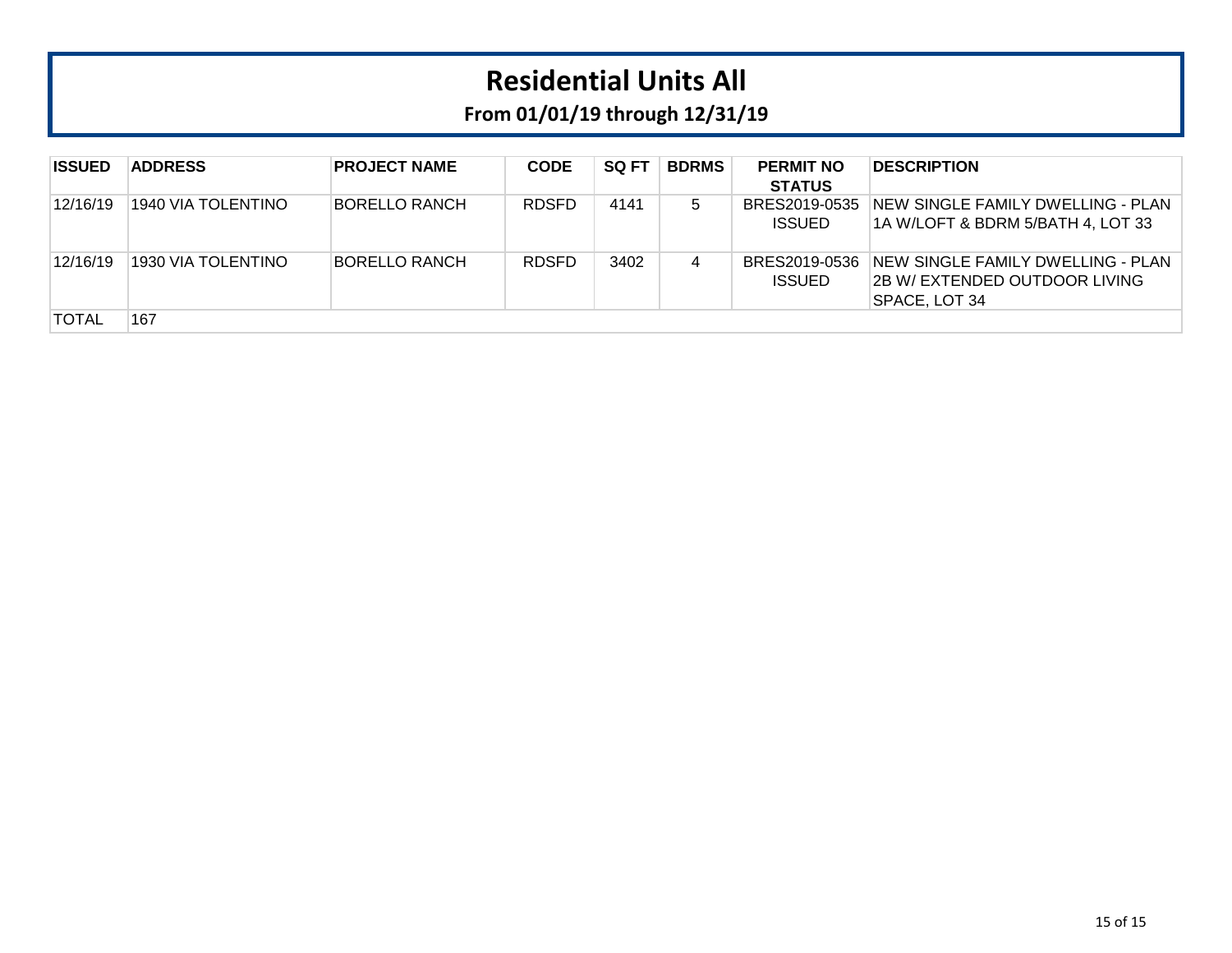# Residential Units All

## From 01/01/19 through 12/31/19

| ISSUED | ADDRESS | PROJECT NAME | CODE | SQ FT | BDRMS | PERMIT NO STATUS | DESCRIPTION |
|---|---|---|---|---|---|---|---|
| 12/16/19 | 1940 VIA TOLENTINO | BORELLO RANCH | RDSFD | 4141 | 5 | BRES2019-0535 ISSUED | NEW SINGLE FAMILY DWELLING - PLAN 1A W/LOFT & BDRM 5/BATH 4, LOT 33 |
| 12/16/19 | 1930 VIA TOLENTINO | BORELLO RANCH | RDSFD | 3402 | 4 | BRES2019-0536 ISSUED | NEW SINGLE FAMILY DWELLING - PLAN 2B W/ EXTENDED OUTDOOR LIVING SPACE, LOT 34 |
| TOTAL | 167 | | | | | | |